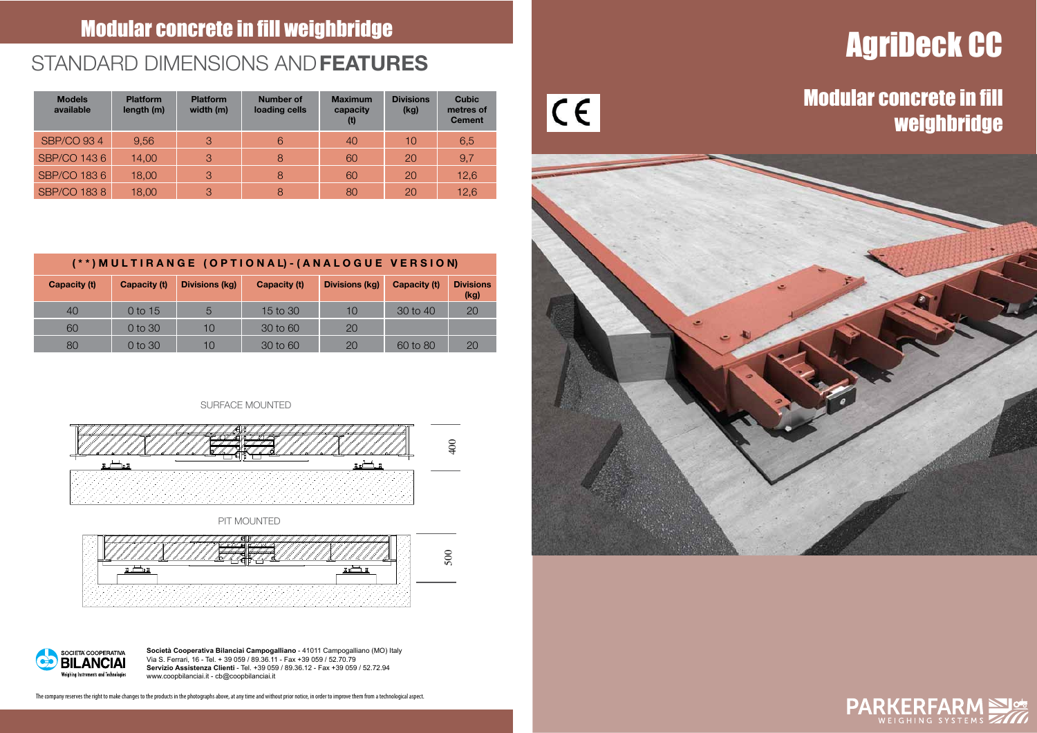# Modular concrete in fill weighbridge

## STANDARD DIMENSIONS AND **FEATURES**

| Models available | Platform length (m) | Platform width (m) | Number of loading cells | Maximum capacity (t) | Divisions (kg) | Cubic metres of Cement |
|---|---|---|---|---|---|---|
| SBP/CO 93 4 | 9,56 | 3 | 6 | 40 | 10 | 6,5 |
| SBP/CO 143 6 | 14,00 | 3 | 8 | 60 | 20 | 9,7 |
| SBP/CO 183 6 | 18,00 | 3 | 8 | 60 | 20 | 12,6 |
| SBP/CO 183 8 | 18,00 | 3 | 8 | 80 | 20 | 12,6 |

| (**) MULTIRANGE (OPTIONAL) - (ANALOGUE VERSION) | | | | | | |
|---|---|---|---|---|---|---|
| Capacity (t) | Capacity (t) | Divisions (kg) | Capacity (t) | Divisions (kg) | Capacity (t) | Divisions (kg) |
| 40 | 0 to 15 | 5 | 15 to 30 | 10 | 30 to 40 | 20 |
| 60 | 0 to 30 | 10 | 30 to 60 | 20 | | |
| 80 | 0 to 30 | 10 | 30 to 60 | 20 | 60 to 80 | 20 |

SURFACE MOUNTED

400

PIT MOUNTED

500

**Società Cooperativa Bilanciai Campogalliano** - 41011 Campogalliano (MO) Italy
Via S. Ferrari, 16 - Tel. + 39 059 / 89.36.11 - Fax +39 059 / 52.70.79
**Servizio Assistenza Clienti** - Tel. +39 059 / 89.36.12 - Fax +39 059 / 52.72.94
www.coopbilanciai.it - cb@coopbilanciai.it

The company reserves the right to make changes to the products in the photographs above, at any time and without prior notice, in order to improve them from a technological aspect.

# AgriDeck CC

## Modular concrete in fill weighbridge

PARKERFARM WEIGHING SYSTEMS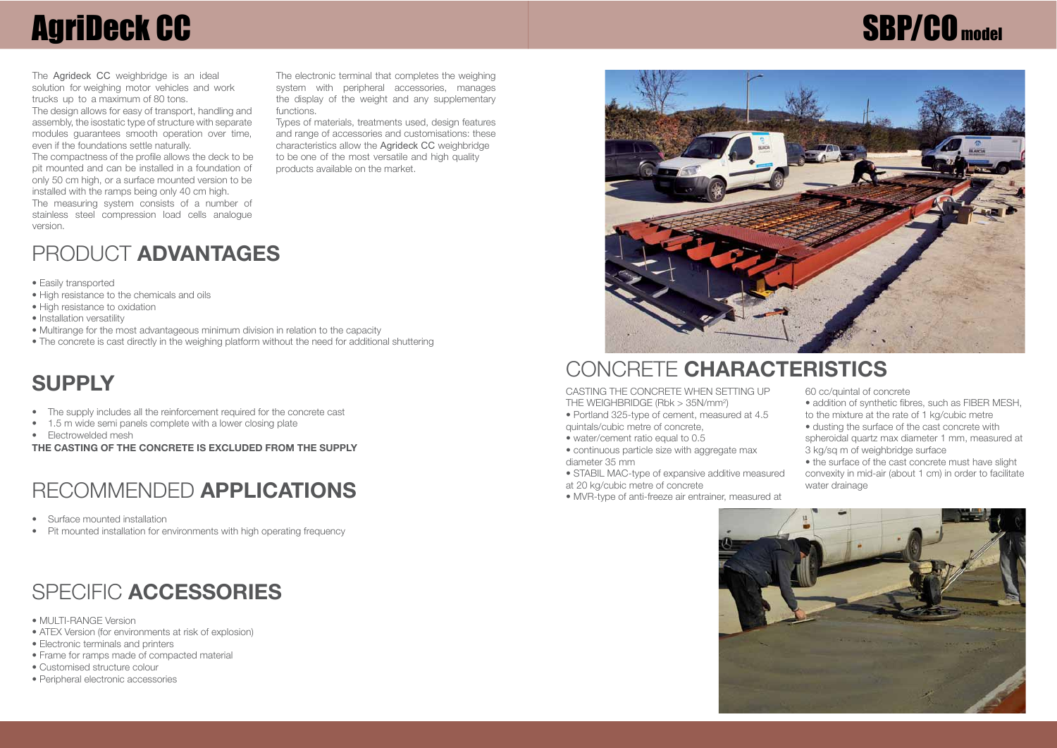# AgriDeck CC

# SBP/CO model

The Agrideck CC weighbridge is an ideal solution for weighing motor vehicles and work trucks up to a maximum of 80 tons.
The design allows for easy of transport, handling and assembly, the isostatic type of structure with separate modules guarantees smooth operation over time, even if the foundations settle naturally.
The compactness of the profile allows the deck to be pit mounted and can be installed in a foundation of only 50 cm high, or a surface mounted version to be installed with the ramps being only 40 cm high.
The measuring system consists of a number of stainless steel compression load cells analogue version.

The electronic terminal that completes the weighing system with peripheral accessories, manages the display of the weight and any supplementary functions.
Types of materials, treatments used, design features and range of accessories and customisations: these characteristics allow the Agrideck CC weighbridge to be one of the most versatile and high quality products available on the market.

## PRODUCT **ADVANTAGES**

- Easily transported
- High resistance to the chemicals and oils
- High resistance to oxidation
- Installation versatility
- Multirange for the most advantageous minimum division in relation to the capacity
- The concrete is cast directly in the weighing platform without the need for additional shuttering

## **SUPPLY**

- The supply includes all the reinforcement required for the concrete cast
- 1.5 m wide semi panels complete with a lower closing plate
- Electrowelded mesh

**THE CASTING OF THE CONCRETE IS EXCLUDED FROM THE SUPPLY**

## RECOMMENDED **APPLICATIONS**

- Surface mounted installation
- Pit mounted installation for environments with high operating frequency

## SPECIFIC **ACCESSORIES**

- MULTI-RANGE Version
- ATEX Version (for environments at risk of explosion)
- Electronic terminals and printers
- Frame for ramps made of compacted material
- Customised structure colour
- Peripheral electronic accessories

## CONCRETE **CHARACTERISTICS**

CASTING THE CONCRETE WHEN SETTING UP THE WEIGHBRIDGE (Rbk > 35N/mm²)

- Portland 325-type of cement, measured at 4.5 quintals/cubic metre of concrete,
- water/cement ratio equal to 0.5
- continuous particle size with aggregate max diameter 35 mm
- STABIL MAC-type of expansive additive measured at 20 kg/cubic metre of concrete
- MVR-type of anti-freeze air entrainer, measured at 60 cc/quintal of concrete
- addition of synthetic fibres, such as FIBER MESH, to the mixture at the rate of 1 kg/cubic metre
- dusting the surface of the cast concrete with spheroidal quartz max diameter 1 mm, measured at 3 kg/sq m of weighbridge surface
- the surface of the cast concrete must have slight convexity in mid-air (about 1 cm) in order to facilitate water drainage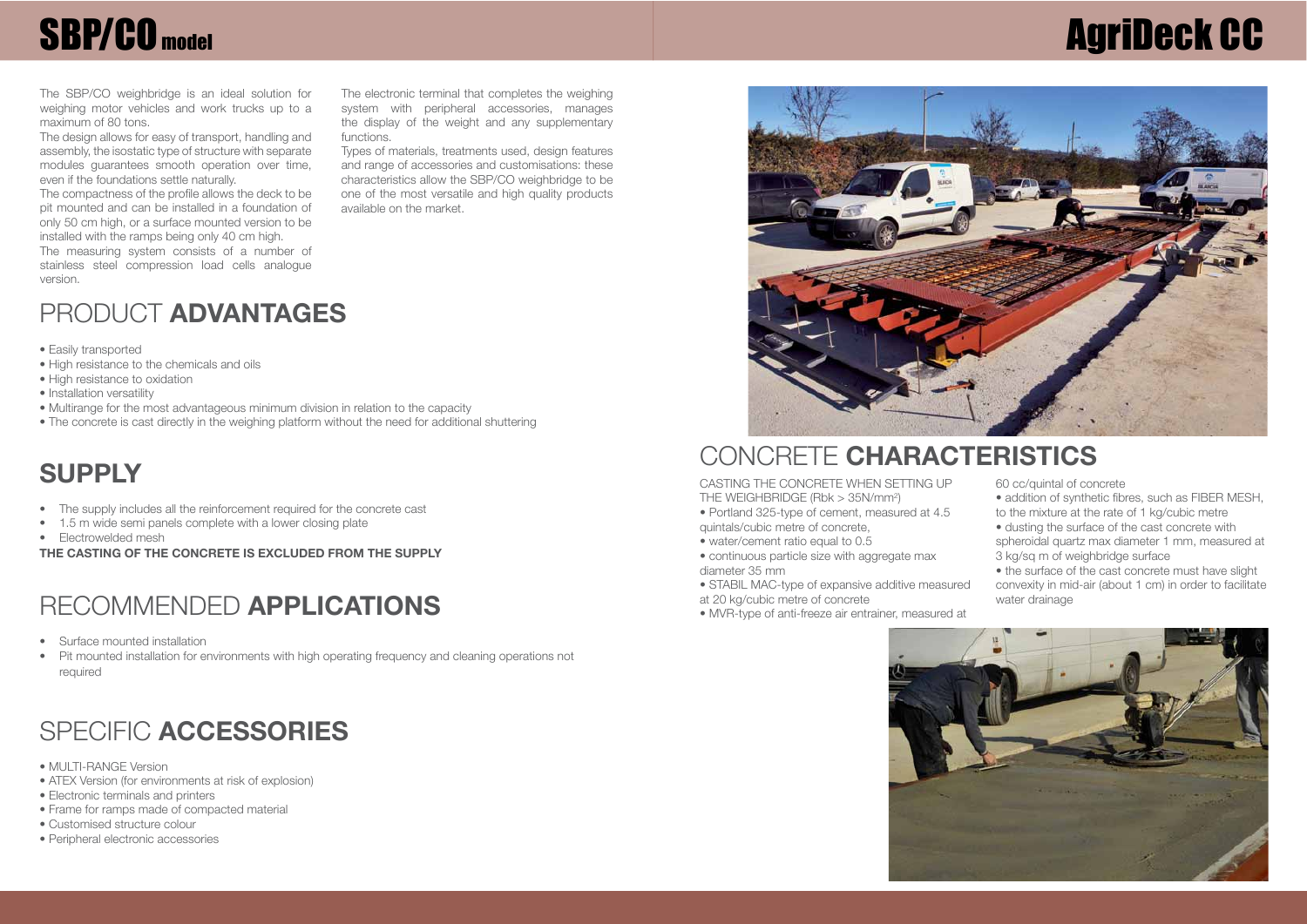# SBP/CO model

# AgriDeck CC

The SBP/CO weighbridge is an ideal solution for weighing motor vehicles and work trucks up to a maximum of 80 tons.

The design allows for easy of transport, handling and assembly, the isostatic type of structure with separate modules guarantees smooth operation over time, even if the foundations settle naturally.

The compactness of the profile allows the deck to be pit mounted and can be installed in a foundation of only 50 cm high, or a surface mounted version to be installed with the ramps being only 40 cm high.

The measuring system consists of a number of stainless steel compression load cells analogue version.

The electronic terminal that completes the weighing system with peripheral accessories, manages the display of the weight and any supplementary functions.

Types of materials, treatments used, design features and range of accessories and customisations: these characteristics allow the SBP/CO weighbridge to be one of the most versatile and high quality products available on the market.

## PRODUCT **ADVANTAGES**

- Easily transported
- High resistance to the chemicals and oils
- High resistance to oxidation
- Installation versatility
- Multirange for the most advantageous minimum division in relation to the capacity
- The concrete is cast directly in the weighing platform without the need for additional shuttering

## **SUPPLY**

- The supply includes all the reinforcement required for the concrete cast
- 1.5 m wide semi panels complete with a lower closing plate
- Electrowelded mesh

**THE CASTING OF THE CONCRETE IS EXCLUDED FROM THE SUPPLY**

## RECOMMENDED **APPLICATIONS**

- Surface mounted installation
- Pit mounted installation for environments with high operating frequency and cleaning operations not required

## SPECIFIC **ACCESSORIES**

- MULTI-RANGE Version
- ATEX Version (for environments at risk of explosion)
- Electronic terminals and printers
- Frame for ramps made of compacted material
- Customised structure colour
- Peripheral electronic accessories

## CONCRETE **CHARACTERISTICS**

CASTING THE CONCRETE WHEN SETTING UP THE WEIGHBRIDGE (Rbk > 35N/mm$^2$)

- Portland 325-type of cement, measured at 4.5 quintals/cubic metre of concrete,
- water/cement ratio equal to 0.5
- continuous particle size with aggregate max diameter 35 mm
- STABIL MAC-type of expansive additive measured at 20 kg/cubic metre of concrete
- MVR-type of anti-freeze air entrainer, measured at 60 cc/quintal of concrete
- addition of synthetic fibres, such as FIBER MESH, to the mixture at the rate of 1 kg/cubic metre
- dusting the surface of the cast concrete with spheroidal quartz max diameter 1 mm, measured at 3 kg/sq m of weighbridge surface
- the surface of the cast concrete must have slight convexity in mid-air (about 1 cm) in order to facilitate water drainage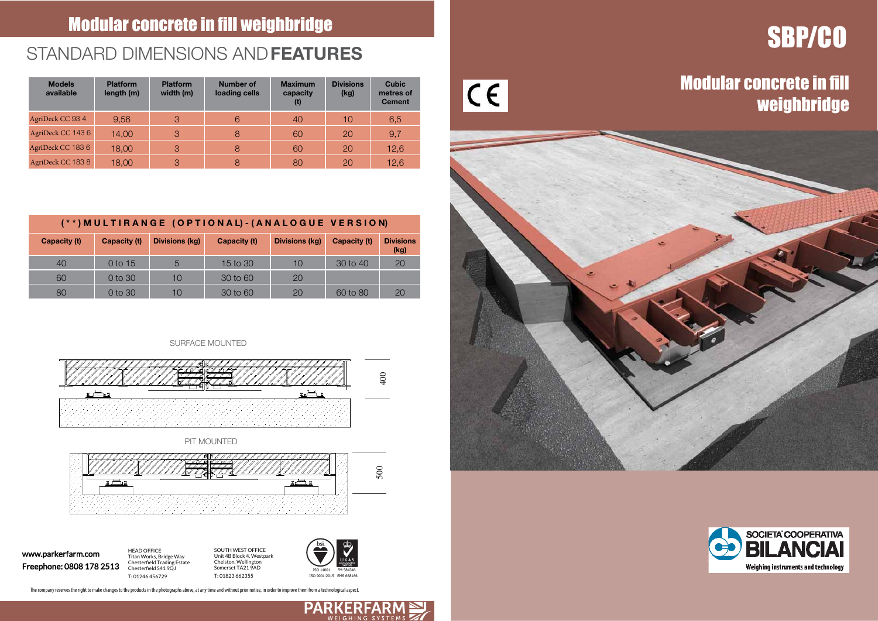# Modular concrete in fill weighbridge

## STANDARD DIMENSIONS AND **FEATURES**

| Models available | Platform length (m) | Platform width (m) | Number of loading cells | Maximum capacity (t) | Divisions (kg) | Cubic metres of Cement |
|---|---|---|---|---|---|---|
| AgriDeck CC 93 4 | 9,56 | 3 | 6 | 40 | 10 | 6,5 |
| AgriDeck CC 143 6 | 14,00 | 3 | 8 | 60 | 20 | 9,7 |
| AgriDeck CC 183 6 | 18,00 | 3 | 8 | 60 | 20 | 12,6 |
| AgriDeck CC 183 8 | 18,00 | 3 | 8 | 80 | 20 | 12,6 |

| (**) MULTIRANGE (OPTIONAL) - (ANALOGUE VERSION) | | | | | | |
|---|---|---|---|---|---|---|
| Capacity (t) | Capacity (t) | Divisions (kg) | Capacity (t) | Divisions (kg) | Capacity (t) | Divisions (kg) |
| 40 | 0 to 15 | 5 | 15 to 30 | 10 | 30 to 40 | 20 |
| 60 | 0 to 30 | 10 | 30 to 60 | 20 | | |
| 80 | 0 to 30 | 10 | 30 to 60 | 20 | 60 to 80 | 20 |

SURFACE MOUNTED

400

PIT MOUNTED

500

**www.parkerfarm.com**
**Freephone: 0808 178 2513**

HEAD OFFICE
Titan Works, Bridge Way
Chesterfield Trading Estate
Chesterfield S41 9QJ
T: 01246 456729

SOUTH WEST OFFICE
Unit 4B Block 4, Westpark
Chelston, Wellington
Somerset TA21 9AD
T: 01823 662355

ISO 14001 FM 584346
ISO 9001:2015 EMS 668186

The company reserves the right to make changes to the products in the photographs above, at any time and without prior notice, in order to improve them from a technological aspect.

PARKERFARM WEIGHING SYSTEMS

# SBP/CO

## Modular concrete in fill weighbridge

CE

SOCIETA' COOPERATIVA BILANCIAI
Weighing instruments and technology